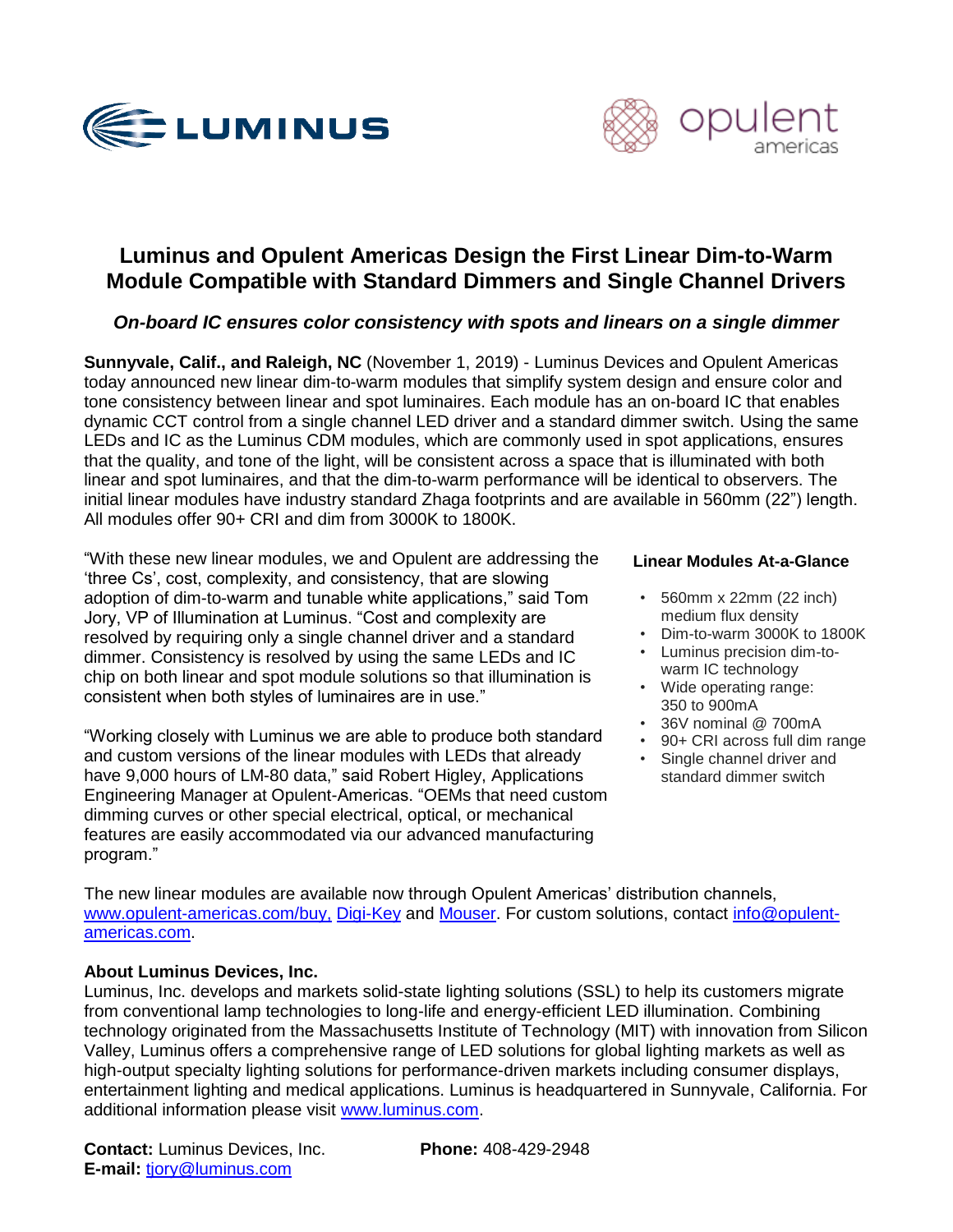# Luminus and Opulent Americas Design the First Linear Dim-to-Warm Module Compatible with Standard Dimmers and Single Channel Drivers

***On-board IC ensures color consistency with spots and linears on a single dimmer***

**Sunnyvale, Calif., and Raleigh, NC** (November 1, 2019) - Luminus Devices and Opulent Americas today announced new linear dim-to-warm modules that simplify system design and ensure color and tone consistency between linear and spot luminaires. Each module has an on-board IC that enables dynamic CCT control from a single channel LED driver and a standard dimmer switch. Using the same LEDs and IC as the Luminus CDM modules, which are commonly used in spot applications, ensures that the quality, and tone of the light, will be consistent across a space that is illuminated with both linear and spot luminaires, and that the dim-to-warm performance will be identical to observers. The initial linear modules have industry standard Zhaga footprints and are available in 560mm (22") length. All modules offer 90+ CRI and dim from 3000K to 1800K.

"With these new linear modules, we and Opulent are addressing the 'three Cs', cost, complexity, and consistency, that are slowing adoption of dim-to-warm and tunable white applications," said Tom Jory, VP of Illumination at Luminus. "Cost and complexity are resolved by requiring only a single channel driver and a standard dimmer. Consistency is resolved by using the same LEDs and IC chip on both linear and spot module solutions so that illumination is consistent when both styles of luminaires are in use."

"Working closely with Luminus we are able to produce both standard and custom versions of the linear modules with LEDs that already have 9,000 hours of LM-80 data," said Robert Higley, Applications Engineering Manager at Opulent-Americas. "OEMs that need custom dimming curves or other special electrical, optical, or mechanical features are easily accommodated via our advanced manufacturing program."

**Linear Modules At-a-Glance**

- 560mm x 22mm (22 inch) medium flux density
- Dim-to-warm 3000K to 1800K
- Luminus precision dim-to-warm IC technology
- Wide operating range: 350 to 900mA
- 36V nominal @ 700mA
- 90+ CRI across full dim range
- Single channel driver and standard dimmer switch

The new linear modules are available now through Opulent Americas' distribution channels, www.opulent-americas.com/buy, Digi-Key and Mouser. For custom solutions, contact info@opulent-americas.com.

**About Luminus Devices, Inc.**

Luminus, Inc. develops and markets solid-state lighting solutions (SSL) to help its customers migrate from conventional lamp technologies to long-life and energy-efficient LED illumination. Combining technology originated from the Massachusetts Institute of Technology (MIT) with innovation from Silicon Valley, Luminus offers a comprehensive range of LED solutions for global lighting markets as well as high-output specialty lighting solutions for performance-driven markets including consumer displays, entertainment lighting and medical applications. Luminus is headquartered in Sunnyvale, California. For additional information please visit www.luminus.com.

**Contact:** Luminus Devices, Inc. **Phone:** 408-429-2948
**E-mail:** tjory@luminus.com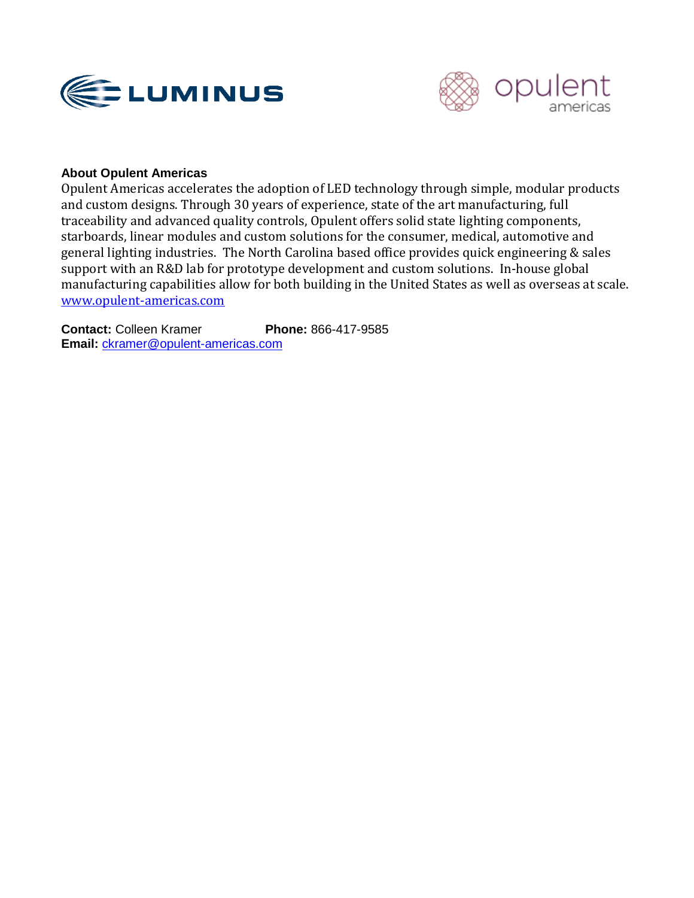**About Opulent Americas**

Opulent Americas accelerates the adoption of LED technology through simple, modular products and custom designs. Through 30 years of experience, state of the art manufacturing, full traceability and advanced quality controls, Opulent offers solid state lighting components, starboards, linear modules and custom solutions for the consumer, medical, automotive and general lighting industries. The North Carolina based office provides quick engineering & sales support with an R&D lab for prototype development and custom solutions. In-house global manufacturing capabilities allow for both building in the United States as well as overseas at scale.
[www.opulent-americas.com](http://www.opulent-americas.com)

**Contact:** Colleen Kramer **Phone:** 866-417-9585
**Email:** [ckramer@opulent-americas.com](mailto:ckramer@opulent-americas.com)